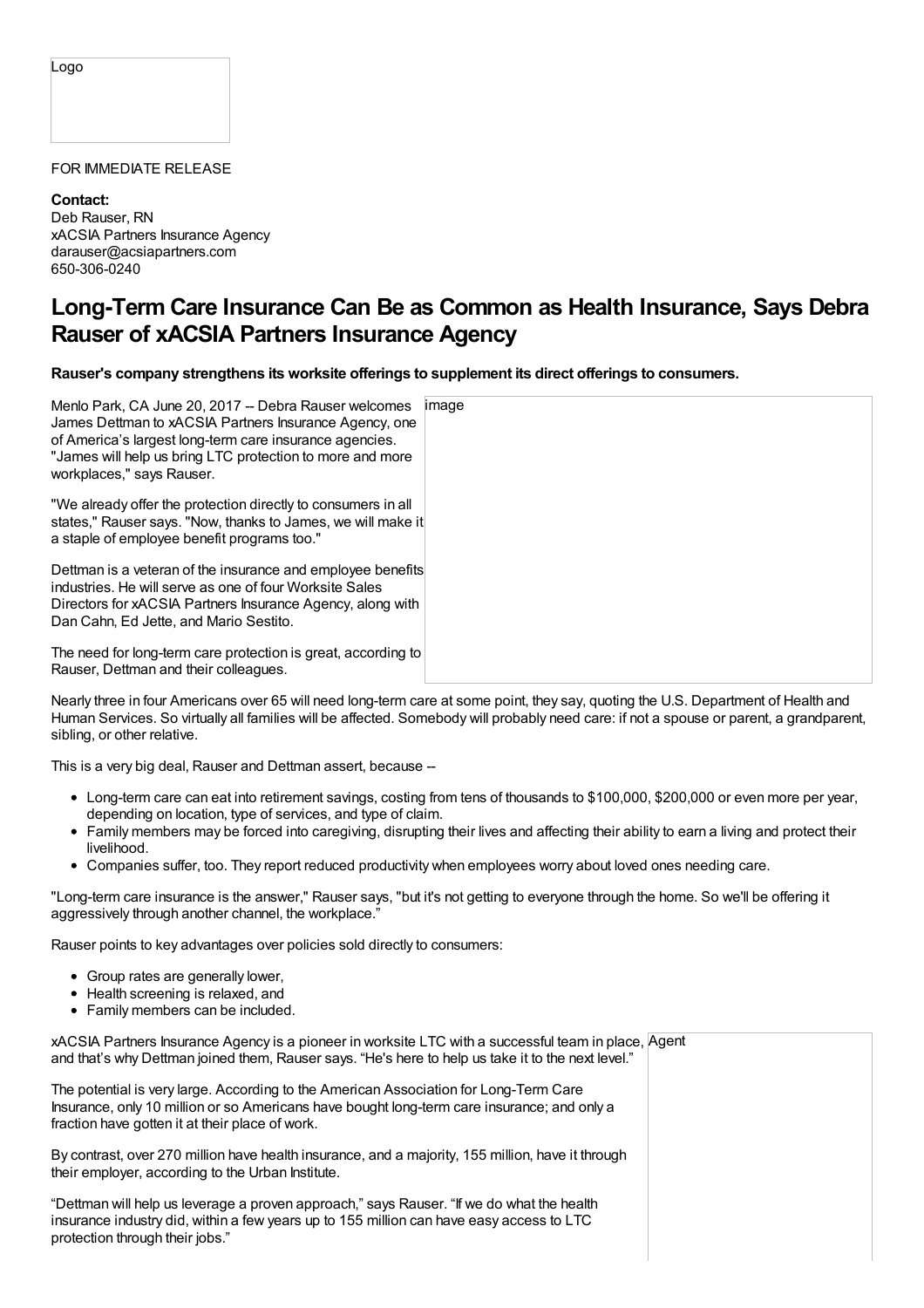Logo

FOR IMMEDIATE RELEASE

**Contact:**
Deb Rauser, RN
xACSIA Partners Insurance Agency
darauser@acsiapartners.com
650-306-0240

# Long-Term Care Insurance Can Be as Common as Health Insurance, Says Debra Rauser of xACSIA Partners Insurance Agency

**Rauser's company strengthens its worksite offerings to supplement its direct offerings to consumers.**

Menlo Park, CA June 20, 2017 -- Debra Rauser welcomes James Dettman to xACSIA Partners Insurance Agency, one of America's largest long-term care insurance agencies. "James will help us bring LTC protection to more and more workplaces," says Rauser.

"We already offer the protection directly to consumers in all states," Rauser says. "Now, thanks to James, we will make it a staple of employee benefit programs too."

Dettman is a veteran of the insurance and employee benefits industries. He will serve as one of four Worksite Sales Directors for xACSIA Partners Insurance Agency, along with Dan Cahn, Ed Jette, and Mario Sestito.

The need for long-term care protection is great, according to Rauser, Dettman and their colleagues.

Nearly three in four Americans over 65 will need long-term care at some point, they say, quoting the U.S. Department of Health and Human Services. So virtually all families will be affected. Somebody will probably need care: if not a spouse or parent, a grandparent, sibling, or other relative.

This is a very big deal, Rauser and Dettman assert, because --

- Long-term care can eat into retirement savings, costing from tens of thousands to $100,000, $200,000 or even more per year, depending on location, type of services, and type of claim.
- Family members may be forced into caregiving, disrupting their lives and affecting their ability to earn a living and protect their livelihood.
- Companies suffer, too. They report reduced productivity when employees worry about loved ones needing care.

"Long-term care insurance is the answer," Rauser says, "but it's not getting to everyone through the home. So we'll be offering it aggressively through another channel, the workplace."

Rauser points to key advantages over policies sold directly to consumers:

- Group rates are generally lower,
- Health screening is relaxed, and
- Family members can be included.

xACSIA Partners Insurance Agency is a pioneer in worksite LTC with a successful team in place, and that's why Dettman joined them, Rauser says. "He's here to help us take it to the next level."

The potential is very large. According to the American Association for Long-Term Care Insurance, only 10 million or so Americans have bought long-term care insurance; and only a fraction have gotten it at their place of work.

By contrast, over 270 million have health insurance, and a majority, 155 million, have it through their employer, according to the Urban Institute.

"Dettman will help us leverage a proven approach," says Rauser. "If we do what the health insurance industry did, within a few years up to 155 million can have easy access to LTC protection through their jobs."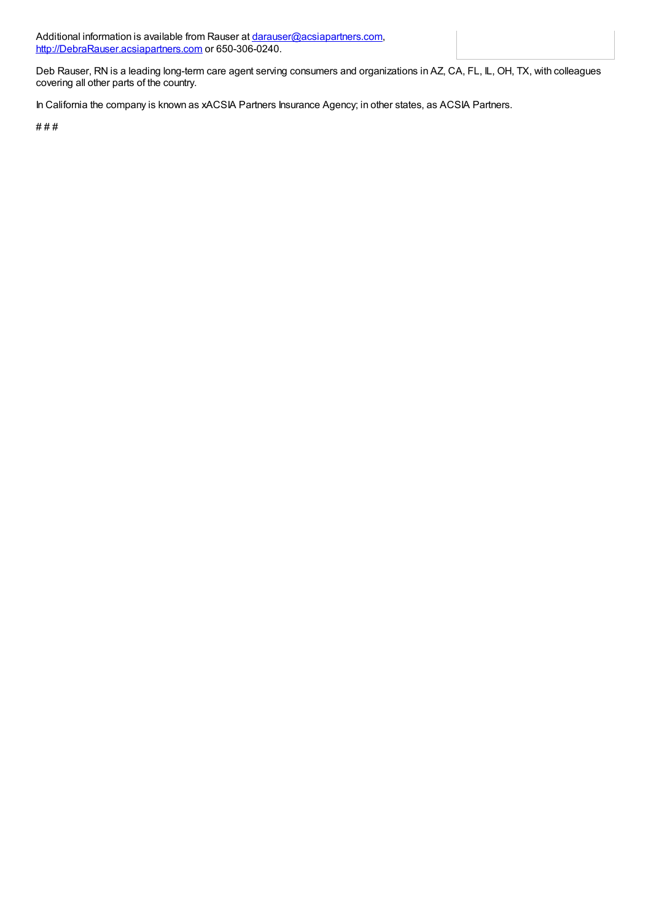Additional information is available from Rauser at darauser@acsiapartners.com, http://DebraRauser.acsiapartners.com or 650-306-0240.

Deb Rauser, RN is a leading long-term care agent serving consumers and organizations in AZ, CA, FL, IL, OH, TX, with colleagues covering all other parts of the country.

In California the company is known as xACSIA Partners Insurance Agency; in other states, as ACSIA Partners.

# # #